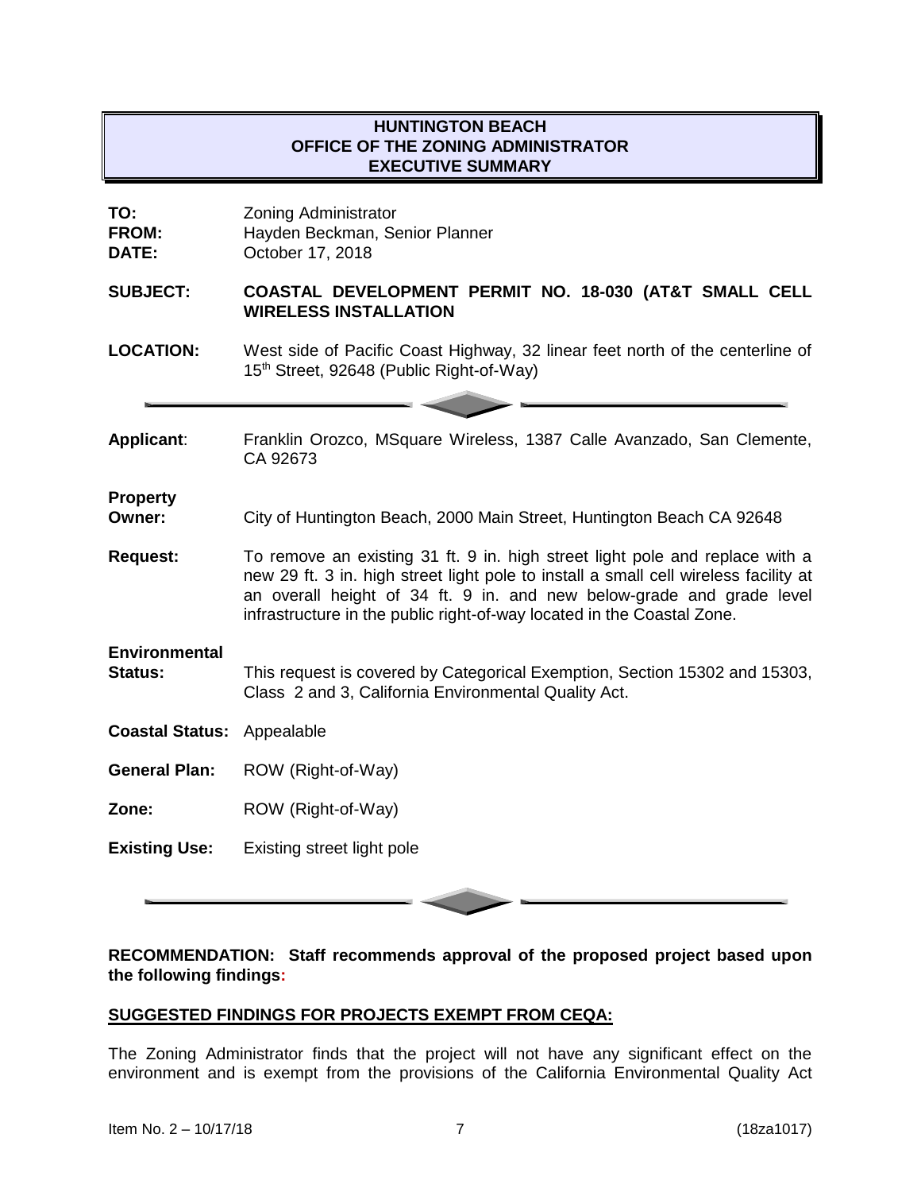# HUNTINGTON BEACH
## OFFICE OF THE ZONING ADMINISTRATOR
## EXECUTIVE SUMMARY

**TO:** Zoning Administrator
**FROM:** Hayden Beckman, Senior Planner
**DATE:** October 17, 2018

**SUBJECT:** **COASTAL DEVELOPMENT PERMIT NO. 18-030 (AT&T SMALL CELL WIRELESS INSTALLATION**

**LOCATION:** West side of Pacific Coast Highway, 32 linear feet north of the centerline of 15th Street, 92648 (Public Right-of-Way)

---

**Applicant**: Franklin Orozco, MSquare Wireless, 1387 Calle Avanzado, San Clemente, CA 92673

**Property Owner:** City of Huntington Beach, 2000 Main Street, Huntington Beach CA 92648

**Request:** To remove an existing 31 ft. 9 in. high street light pole and replace with a new 29 ft. 3 in. high street light pole to install a small cell wireless facility at an overall height of 34 ft. 9 in. and new below-grade and grade level infrastructure in the public right-of-way located in the Coastal Zone.

**Environmental Status:** This request is covered by Categorical Exemption, Section 15302 and 15303, Class 2 and 3, California Environmental Quality Act.

**Coastal Status:** Appealable

**General Plan:** ROW (Right-of-Way)

**Zone:** ROW (Right-of-Way)

**Existing Use:** Existing street light pole

---

**RECOMMENDATION: Staff recommends approval of the proposed project based upon the following findings:**

**SUGGESTED FINDINGS FOR PROJECTS EXEMPT FROM CEQA:**

The Zoning Administrator finds that the project will not have any significant effect on the environment and is exempt from the provisions of the California Environmental Quality Act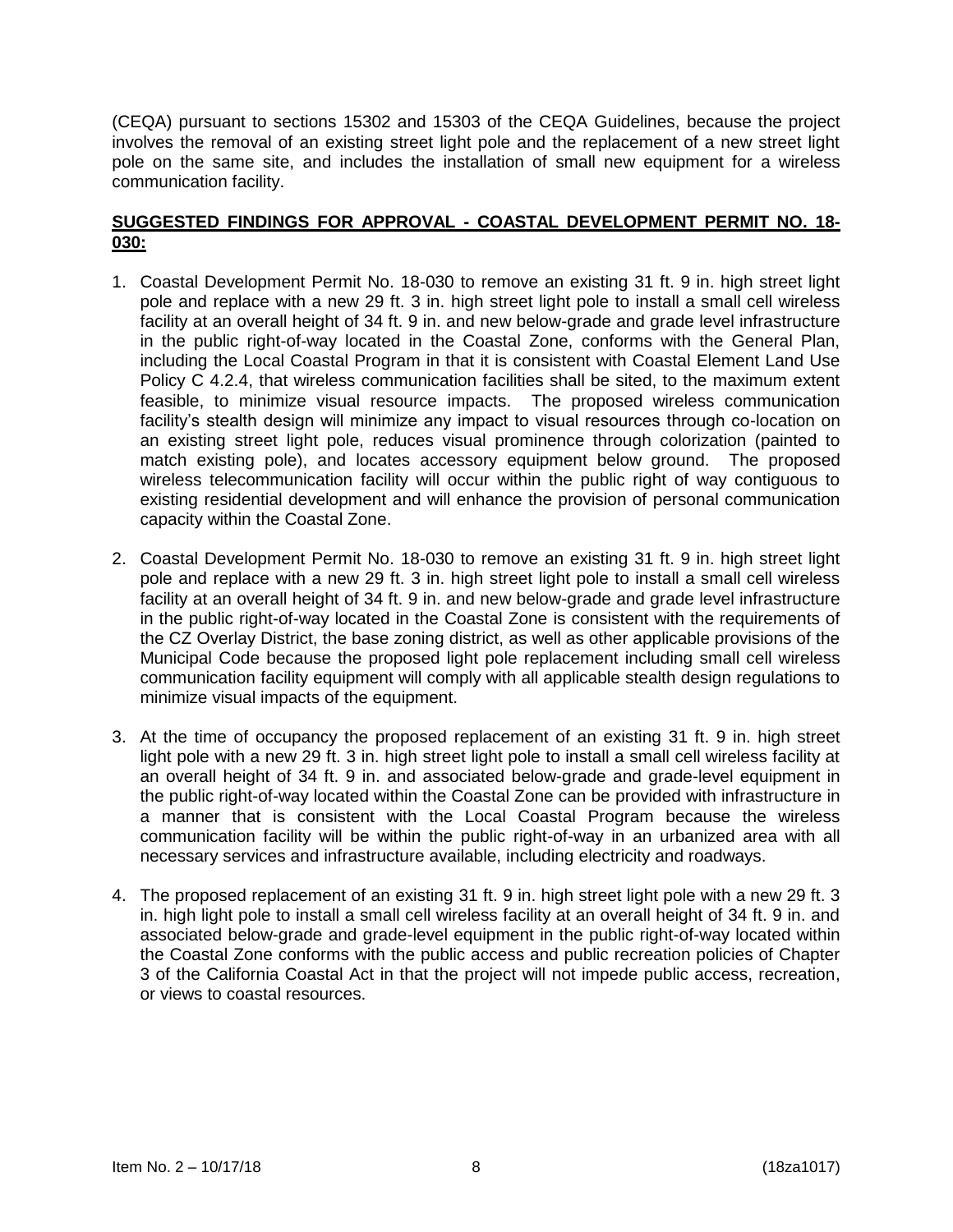(CEQA) pursuant to sections 15302 and 15303 of the CEQA Guidelines, because the project involves the removal of an existing street light pole and the replacement of a new street light pole on the same site, and includes the installation of small new equipment for a wireless communication facility.

**SUGGESTED FINDINGS FOR APPROVAL - COASTAL DEVELOPMENT PERMIT NO. 18-030:**

1. Coastal Development Permit No. 18-030 to remove an existing 31 ft. 9 in. high street light pole and replace with a new 29 ft. 3 in. high street light pole to install a small cell wireless facility at an overall height of 34 ft. 9 in. and new below-grade and grade level infrastructure in the public right-of-way located in the Coastal Zone, conforms with the General Plan, including the Local Coastal Program in that it is consistent with Coastal Element Land Use Policy C 4.2.4, that wireless communication facilities shall be sited, to the maximum extent feasible, to minimize visual resource impacts. The proposed wireless communication facility's stealth design will minimize any impact to visual resources through co-location on an existing street light pole, reduces visual prominence through colorization (painted to match existing pole), and locates accessory equipment below ground. The proposed wireless telecommunication facility will occur within the public right of way contiguous to existing residential development and will enhance the provision of personal communication capacity within the Coastal Zone.

2. Coastal Development Permit No. 18-030 to remove an existing 31 ft. 9 in. high street light pole and replace with a new 29 ft. 3 in. high street light pole to install a small cell wireless facility at an overall height of 34 ft. 9 in. and new below-grade and grade level infrastructure in the public right-of-way located in the Coastal Zone is consistent with the requirements of the CZ Overlay District, the base zoning district, as well as other applicable provisions of the Municipal Code because the proposed light pole replacement including small cell wireless communication facility equipment will comply with all applicable stealth design regulations to minimize visual impacts of the equipment.

3. At the time of occupancy the proposed replacement of an existing 31 ft. 9 in. high street light pole with a new 29 ft. 3 in. high street light pole to install a small cell wireless facility at an overall height of 34 ft. 9 in. and associated below-grade and grade-level equipment in the public right-of-way located within the Coastal Zone can be provided with infrastructure in a manner that is consistent with the Local Coastal Program because the wireless communication facility will be within the public right-of-way in an urbanized area with all necessary services and infrastructure available, including electricity and roadways.

4. The proposed replacement of an existing 31 ft. 9 in. high street light pole with a new 29 ft. 3 in. high light pole to install a small cell wireless facility at an overall height of 34 ft. 9 in. and associated below-grade and grade-level equipment in the public right-of-way located within the Coastal Zone conforms with the public access and public recreation policies of Chapter 3 of the California Coastal Act in that the project will not impede public access, recreation, or views to coastal resources.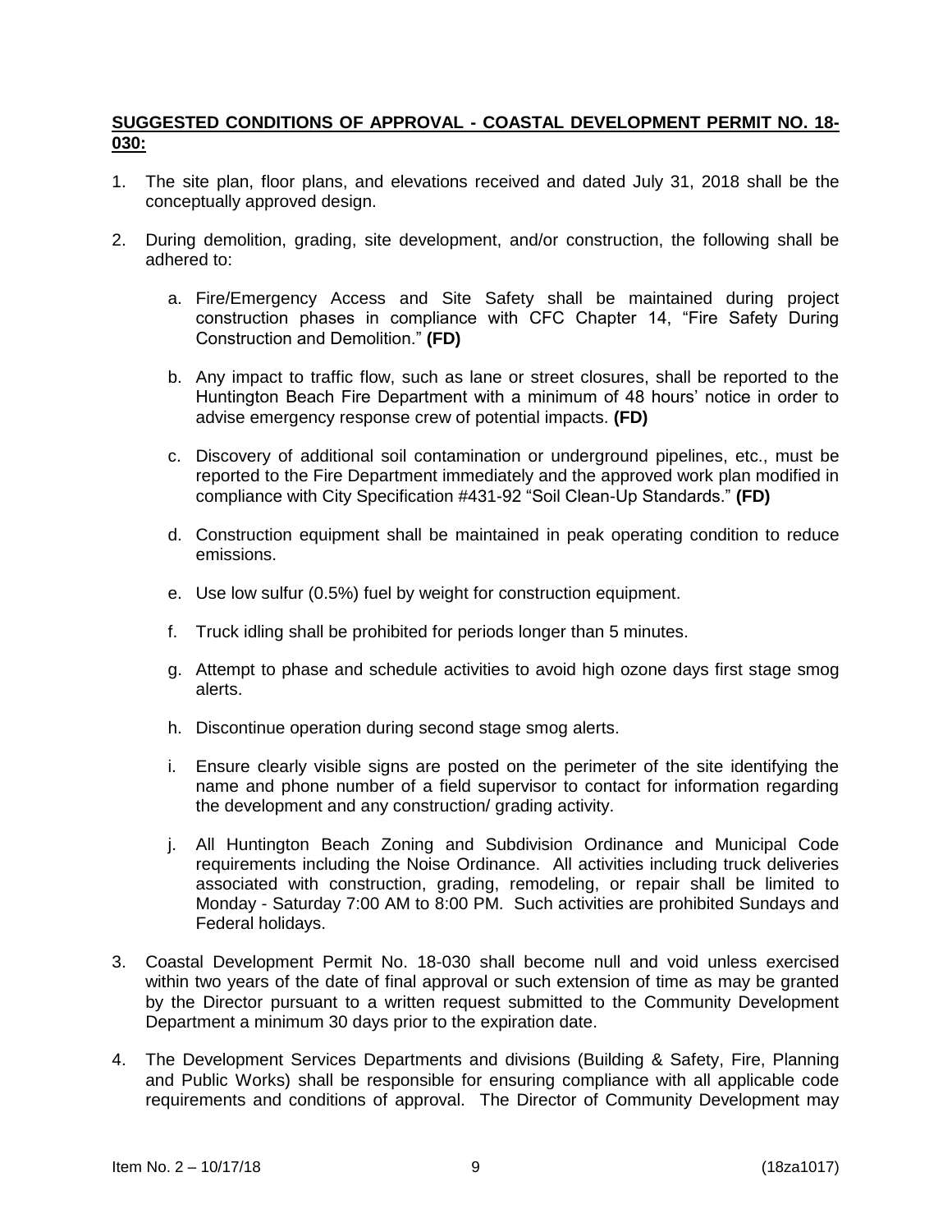**<u>SUGGESTED CONDITIONS OF APPROVAL - COASTAL DEVELOPMENT PERMIT NO. 18-030:</u>**

1. The site plan, floor plans, and elevations received and dated July 31, 2018 shall be the conceptually approved design.

2. During demolition, grading, site development, and/or construction, the following shall be adhered to:

   a. Fire/Emergency Access and Site Safety shall be maintained during project construction phases in compliance with CFC Chapter 14, "Fire Safety During Construction and Demolition." **(FD)**

   b. Any impact to traffic flow, such as lane or street closures, shall be reported to the Huntington Beach Fire Department with a minimum of 48 hours' notice in order to advise emergency response crew of potential impacts. **(FD)**

   c. Discovery of additional soil contamination or underground pipelines, etc., must be reported to the Fire Department immediately and the approved work plan modified in compliance with City Specification #431-92 "Soil Clean-Up Standards." **(FD)**

   d. Construction equipment shall be maintained in peak operating condition to reduce emissions.

   e. Use low sulfur (0.5%) fuel by weight for construction equipment.

   f. Truck idling shall be prohibited for periods longer than 5 minutes.

   g. Attempt to phase and schedule activities to avoid high ozone days first stage smog alerts.

   h. Discontinue operation during second stage smog alerts.

   i. Ensure clearly visible signs are posted on the perimeter of the site identifying the name and phone number of a field supervisor to contact for information regarding the development and any construction/ grading activity.

   j. All Huntington Beach Zoning and Subdivision Ordinance and Municipal Code requirements including the Noise Ordinance. All activities including truck deliveries associated with construction, grading, remodeling, or repair shall be limited to Monday - Saturday 7:00 AM to 8:00 PM. Such activities are prohibited Sundays and Federal holidays.

3. Coastal Development Permit No. 18-030 shall become null and void unless exercised within two years of the date of final approval or such extension of time as may be granted by the Director pursuant to a written request submitted to the Community Development Department a minimum 30 days prior to the expiration date.

4. The Development Services Departments and divisions (Building & Safety, Fire, Planning and Public Works) shall be responsible for ensuring compliance with all applicable code requirements and conditions of approval. The Director of Community Development may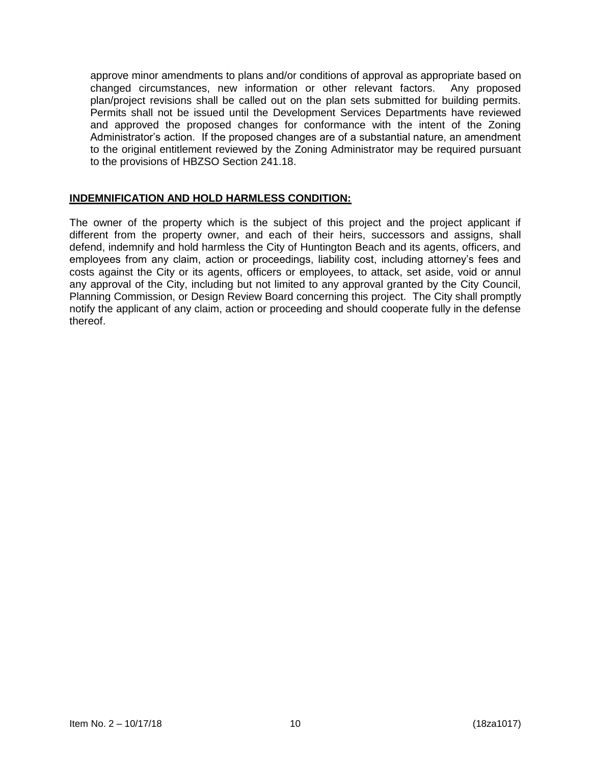approve minor amendments to plans and/or conditions of approval as appropriate based on changed circumstances, new information or other relevant factors. Any proposed plan/project revisions shall be called out on the plan sets submitted for building permits. Permits shall not be issued until the Development Services Departments have reviewed and approved the proposed changes for conformance with the intent of the Zoning Administrator's action. If the proposed changes are of a substantial nature, an amendment to the original entitlement reviewed by the Zoning Administrator may be required pursuant to the provisions of HBZSO Section 241.18.

**INDEMNIFICATION AND HOLD HARMLESS CONDITION:**

The owner of the property which is the subject of this project and the project applicant if different from the property owner, and each of their heirs, successors and assigns, shall defend, indemnify and hold harmless the City of Huntington Beach and its agents, officers, and employees from any claim, action or proceedings, liability cost, including attorney's fees and costs against the City or its agents, officers or employees, to attack, set aside, void or annul any approval of the City, including but not limited to any approval granted by the City Council, Planning Commission, or Design Review Board concerning this project. The City shall promptly notify the applicant of any claim, action or proceeding and should cooperate fully in the defense thereof.